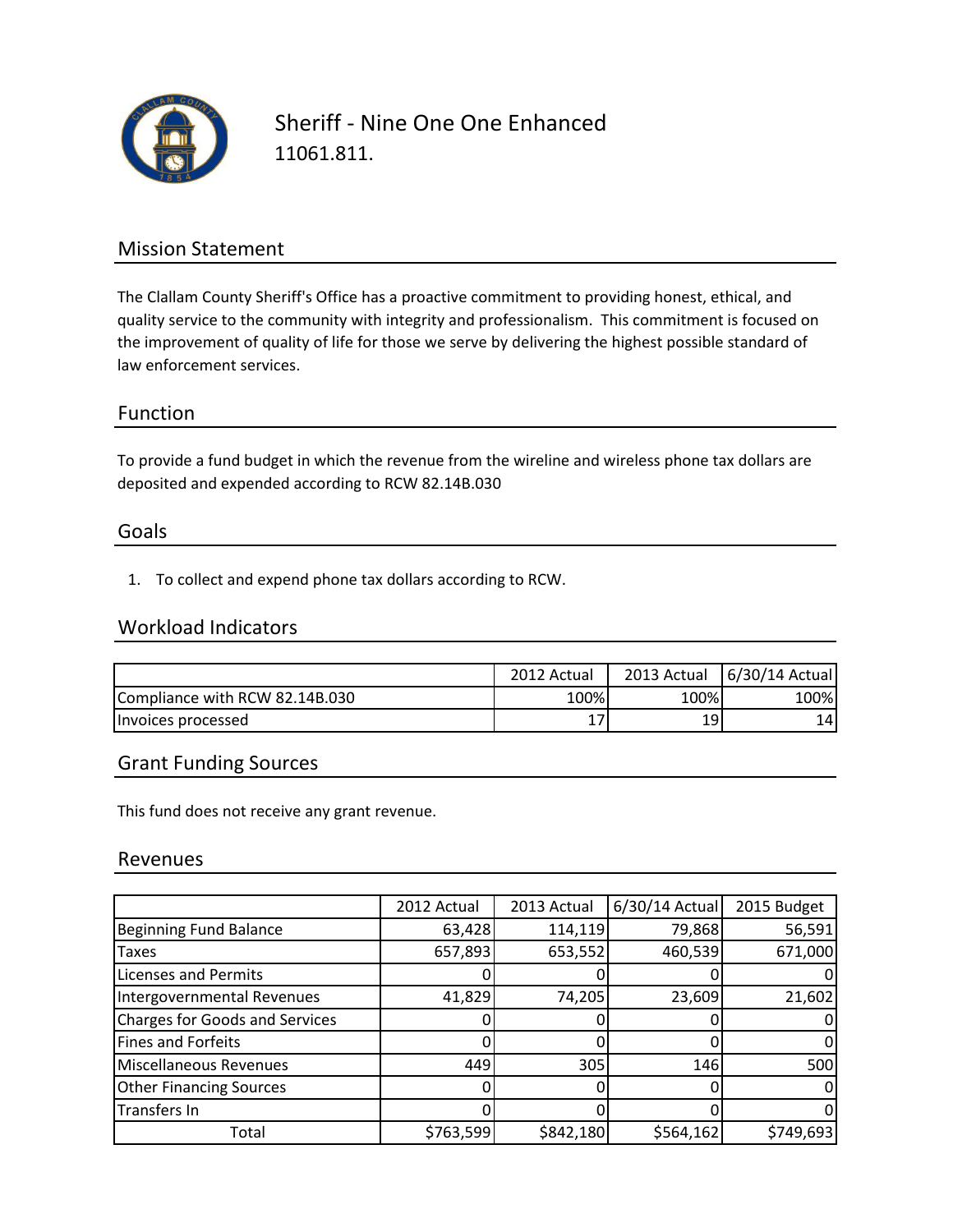# Sheriff - Nine One One Enhanced

11061.811.

## Mission Statement

The Clallam County Sheriff's Office has a proactive commitment to providing honest, ethical, and quality service to the community with integrity and professionalism. This commitment is focused on the improvement of quality of life for those we serve by delivering the highest possible standard of law enforcement services.

## Function

To provide a fund budget in which the revenue from the wireline and wireless phone tax dollars are deposited and expended according to RCW 82.14B.030

## Goals

1. To collect and expend phone tax dollars according to RCW.

## Workload Indicators

| | 2012 Actual | 2013 Actual | 6/30/14 Actual |
|---|---|---|---|
| Compliance with RCW 82.14B.030 | 100% | 100% | 100% |
| Invoices processed | 17 | 19 | 14 |

## Grant Funding Sources

This fund does not receive any grant revenue.

## Revenues

| | 2012 Actual | 2013 Actual | 6/30/14 Actual | 2015 Budget |
|---|---|---|---|---|
| Beginning Fund Balance | 63,428 | 114,119 | 79,868 | 56,591 |
| Taxes | 657,893 | 653,552 | 460,539 | 671,000 |
| Licenses and Permits | 0 | 0 | 0 | 0 |
| Intergovernmental Revenues | 41,829 | 74,205 | 23,609 | 21,602 |
| Charges for Goods and Services | 0 | 0 | 0 | 0 |
| Fines and Forfeits | 0 | 0 | 0 | 0 |
| Miscellaneous Revenues | 449 | 305 | 146 | 500 |
| Other Financing Sources | 0 | 0 | 0 | 0 |
| Transfers In | 0 | 0 | 0 | 0 |
| Total | $763,599 | $842,180 | $564,162 | $749,693 |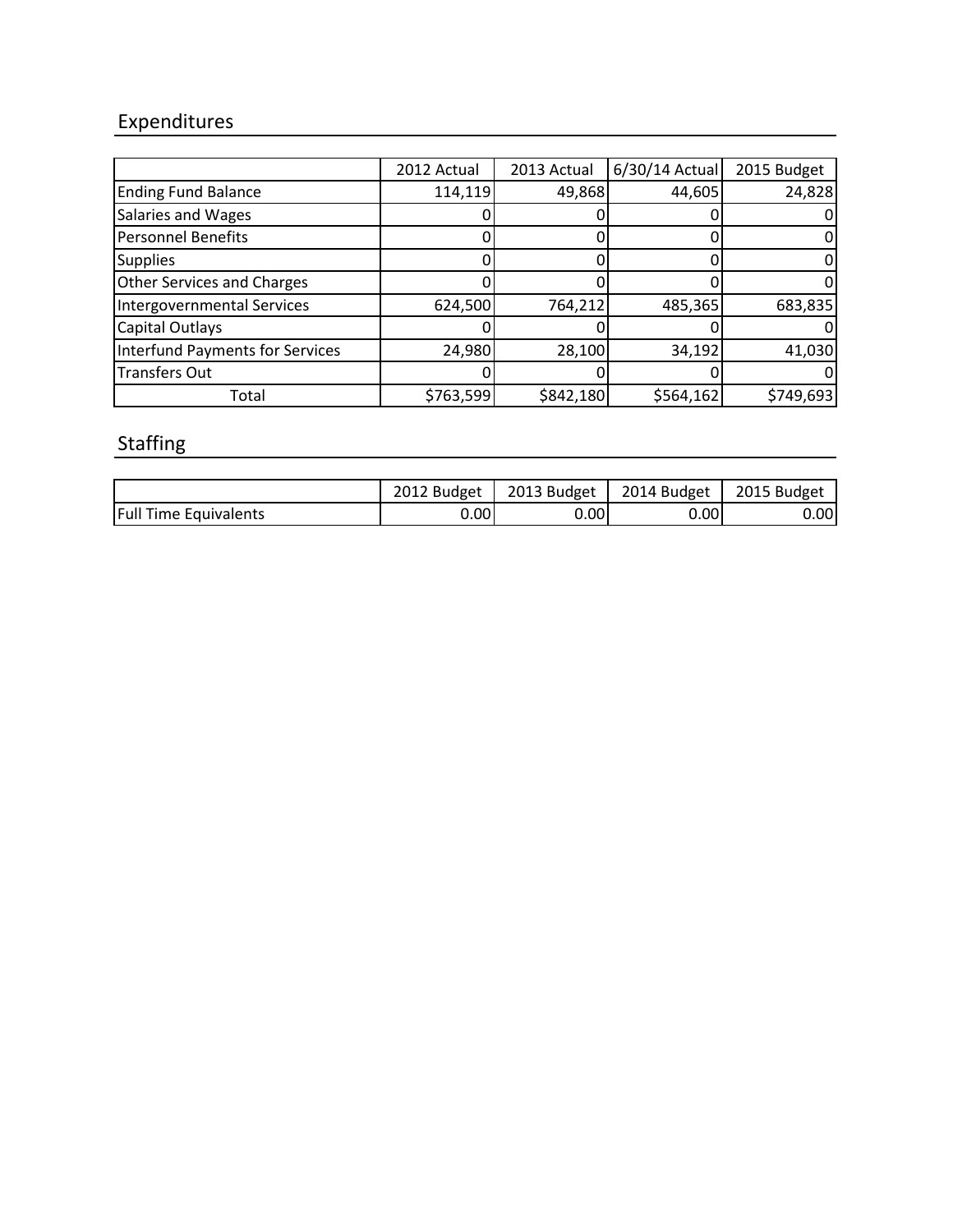## Expenditures

| | 2012 Actual | 2013 Actual | 6/30/14 Actual | 2015 Budget |
|---|---|---|---|---|
| Ending Fund Balance | 114,119 | 49,868 | 44,605 | 24,828 |
| Salaries and Wages | 0 | 0 | 0 | 0 |
| Personnel Benefits | 0 | 0 | 0 | 0 |
| Supplies | 0 | 0 | 0 | 0 |
| Other Services and Charges | 0 | 0 | 0 | 0 |
| Intergovernmental Services | 624,500 | 764,212 | 485,365 | 683,835 |
| Capital Outlays | 0 | 0 | 0 | 0 |
| Interfund Payments for Services | 24,980 | 28,100 | 34,192 | 41,030 |
| Transfers Out | 0 | 0 | 0 | 0 |
| Total | $763,599 | $842,180 | $564,162 | $749,693 |

## Staffing

| | 2012 Budget | 2013 Budget | 2014 Budget | 2015 Budget |
|---|---|---|---|---|
| Full Time Equivalents | 0.00 | 0.00 | 0.00 | 0.00 |